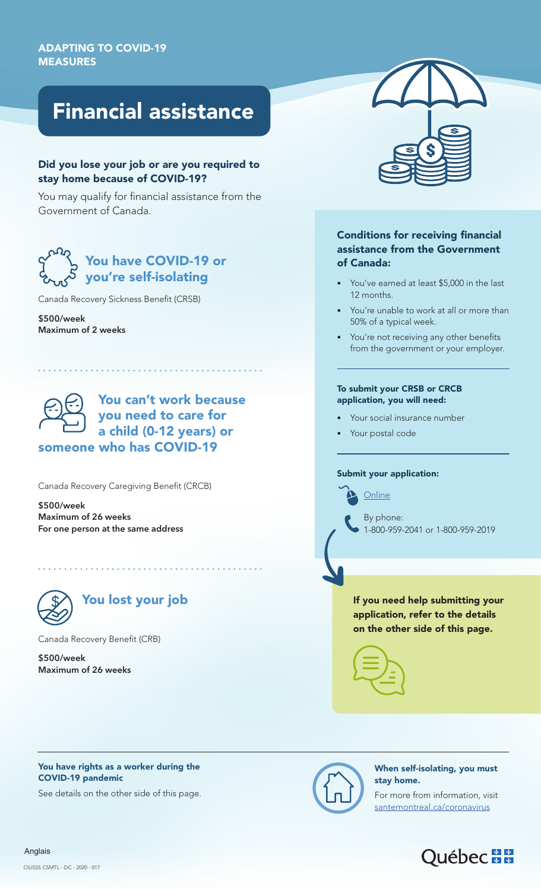ADAPTING TO COVID-19 MEASURES

# Financial assistance

**Did you lose your job or are you required to stay home because of COVID-19?**

You may qualify for financial assistance from the Government of Canada.

## You have COVID-19 or you're self-isolating

Canada Recovery Sickness Benefit (CRSB)

**$500/week**
**Maximum of 2 weeks**

## You can't work because you need to care for a child (0-12 years) or someone who has COVID-19

Canada Recovery Caregiving Benefit (CRCB)

**$500/week**
**Maximum of 26 weeks**
**For one person at the same address**

## You lost your job

Canada Recovery Benefit (CRB)

**$500/week**
**Maximum of 26 weeks**

### Conditions for receiving financial assistance from the Government of Canada:

- You've earned at least $5,000 in the last 12 months.
- You're unable to work at all or more than 50% of a typical week.
- You're not receiving any other benefits from the government or your employer.

**To submit your CRSB or CRCB application, you will need:**

- Your social insurance number
- Your postal code

**Submit your application:**

Online

By phone:
1-800-959-2041 or 1-800-959-2019

**If you need help submitting your application, refer to the details on the other side of this page.**

**You have rights as a worker during the COVID-19 pandemic**

See details on the other side of this page.

**When self-isolating, you must stay home.**

For more from information, visit santemontreal.ca/coronavirus

Anglais

CIUSSS CSMTL - DC - 2020 - 017

Québec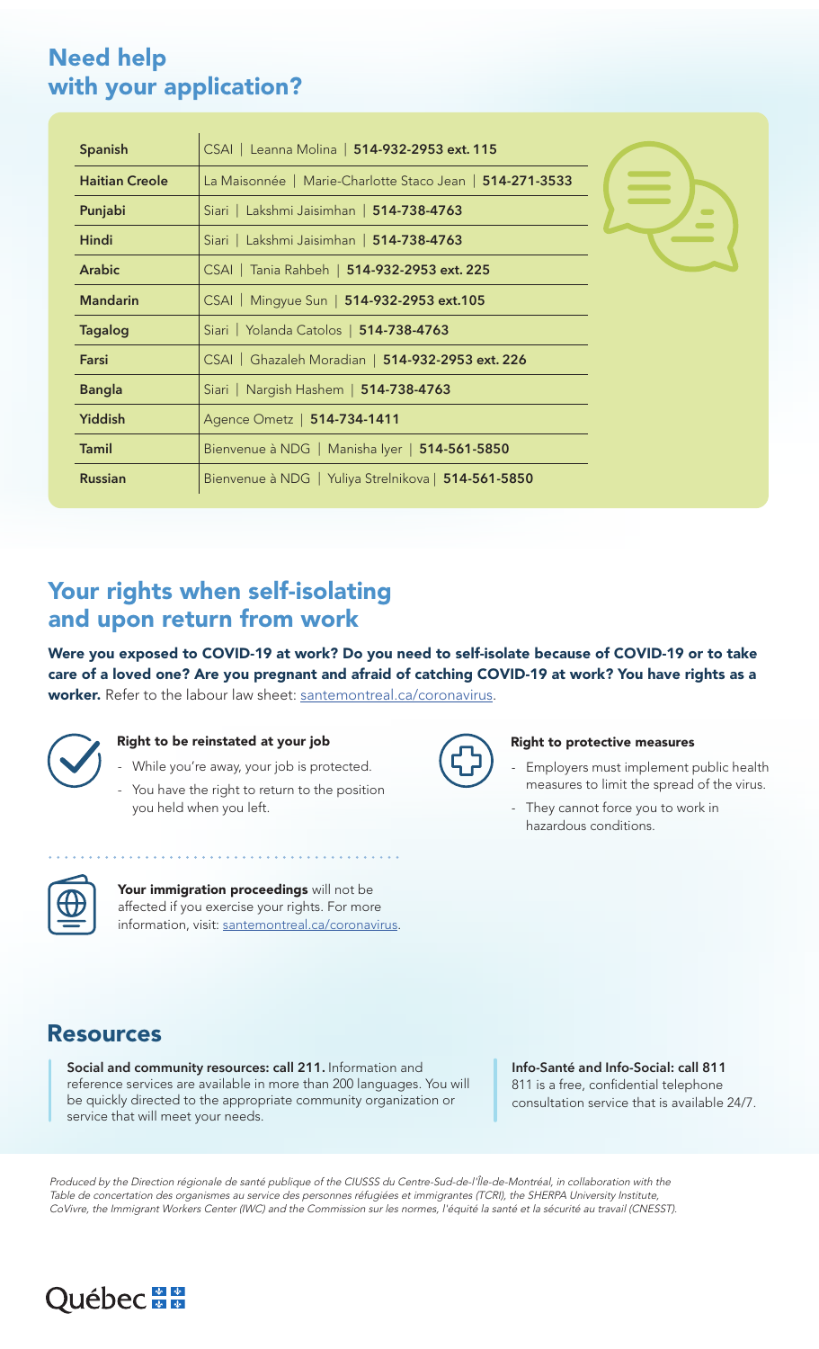## Need help with your application?

| | |
|---|---|
| **Spanish** | CSAI \| Leanna Molina \| **514-932-2953 ext. 115** |
| **Haitian Creole** | La Maisonnée \| Marie-Charlotte Staco Jean \| **514-271-3533** |
| **Punjabi** | Siari \| Lakshmi Jaisimhan \| **514-738-4763** |
| **Hindi** | Siari \| Lakshmi Jaisimhan \| **514-738-4763** |
| **Arabic** | CSAI \| Tania Rahbeh \| **514-932-2953 ext. 225** |
| **Mandarin** | CSAI \| Mingyue Sun \| **514-932-2953 ext.105** |
| **Tagalog** | Siari \| Yolanda Catolos \| **514-738-4763** |
| **Farsi** | CSAI \| Ghazaleh Moradian \| **514-932-2953 ext. 226** |
| **Bangla** | Siari \| Nargish Hashem \| **514-738-4763** |
| **Yiddish** | Agence Ometz \| **514-734-1411** |
| **Tamil** | Bienvenue à NDG \| Manisha Iyer \| **514-561-5850** |
| **Russian** | Bienvenue à NDG \| Yuliya Strelnikova \| **514-561-5850** |

## Your rights when self-isolating and upon return from work

**Were you exposed to COVID-19 at work? Do you need to self-isolate because of COVID-19 or to take care of a loved one? Are you pregnant and afraid of catching COVID-19 at work? You have rights as a worker.** Refer to the labour law sheet: santemontreal.ca/coronavirus.

**Right to be reinstated at your job**

- While you're away, your job is protected.
- You have the right to return to the position you held when you left.

**Your immigration proceedings** will not be affected if you exercise your rights. For more information, visit: santemontreal.ca/coronavirus.

**Right to protective measures**

- Employers must implement public health measures to limit the spread of the virus.
- They cannot force you to work in hazardous conditions.

## Resources

**Social and community resources: call 211.** Information and reference services are available in more than 200 languages. You will be quickly directed to the appropriate community organization or service that will meet your needs.

**Info-Santé and Info-Social: call 811**
811 is a free, confidential telephone consultation service that is available 24/7.

*Produced by the Direction régionale de santé publique of the CIUSSS du Centre-Sud-de-l'Île-de-Montréal, in collaboration with the Table de concertation des organismes au service des personnes réfugiées et immigrantes (TCRI), the SHERPA University Institute, CoVivre, the Immigrant Workers Center (IWC) and the Commission sur les normes, l'équité la santé et la sécurité au travail (CNESST).*

Québec